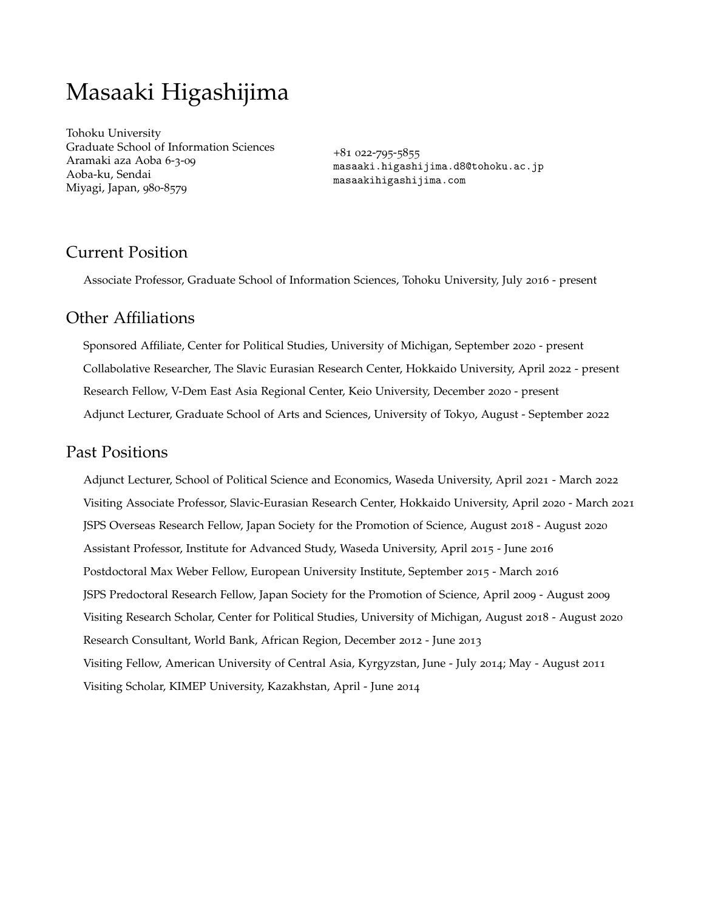# Masaaki Higashijima

Tohoku University
Graduate School of Information Sciences
Aramaki aza Aoba 6-3-09
Aoba-ku, Sendai
Miyagi, Japan, 980-8579

+81 022-795-5855
masaaki.higashijima.d8@tohoku.ac.jp
masaakihigashijima.com

## Current Position

Associate Professor, Graduate School of Information Sciences, Tohoku University, July 2016 - present

## Other Affiliations

Sponsored Affiliate, Center for Political Studies, University of Michigan, September 2020 - present

Collabolative Researcher, The Slavic Eurasian Research Center, Hokkaido University, April 2022 - present

Research Fellow, V-Dem East Asia Regional Center, Keio University, December 2020 - present

Adjunct Lecturer, Graduate School of Arts and Sciences, University of Tokyo, August - September 2022

## Past Positions

Adjunct Lecturer, School of Political Science and Economics, Waseda University, April 2021 - March 2022

Visiting Associate Professor, Slavic-Eurasian Research Center, Hokkaido University, April 2020 - March 2021

JSPS Overseas Research Fellow, Japan Society for the Promotion of Science, August 2018 - August 2020

Assistant Professor, Institute for Advanced Study, Waseda University, April 2015 - June 2016

Postdoctoral Max Weber Fellow, European University Institute, September 2015 - March 2016

JSPS Predoctoral Research Fellow, Japan Society for the Promotion of Science, April 2009 - August 2009

Visiting Research Scholar, Center for Political Studies, University of Michigan, August 2018 - August 2020

Research Consultant, World Bank, African Region, December 2012 - June 2013

Visiting Fellow, American University of Central Asia, Kyrgyzstan, June - July 2014; May - August 2011

Visiting Scholar, KIMEP University, Kazakhstan, April - June 2014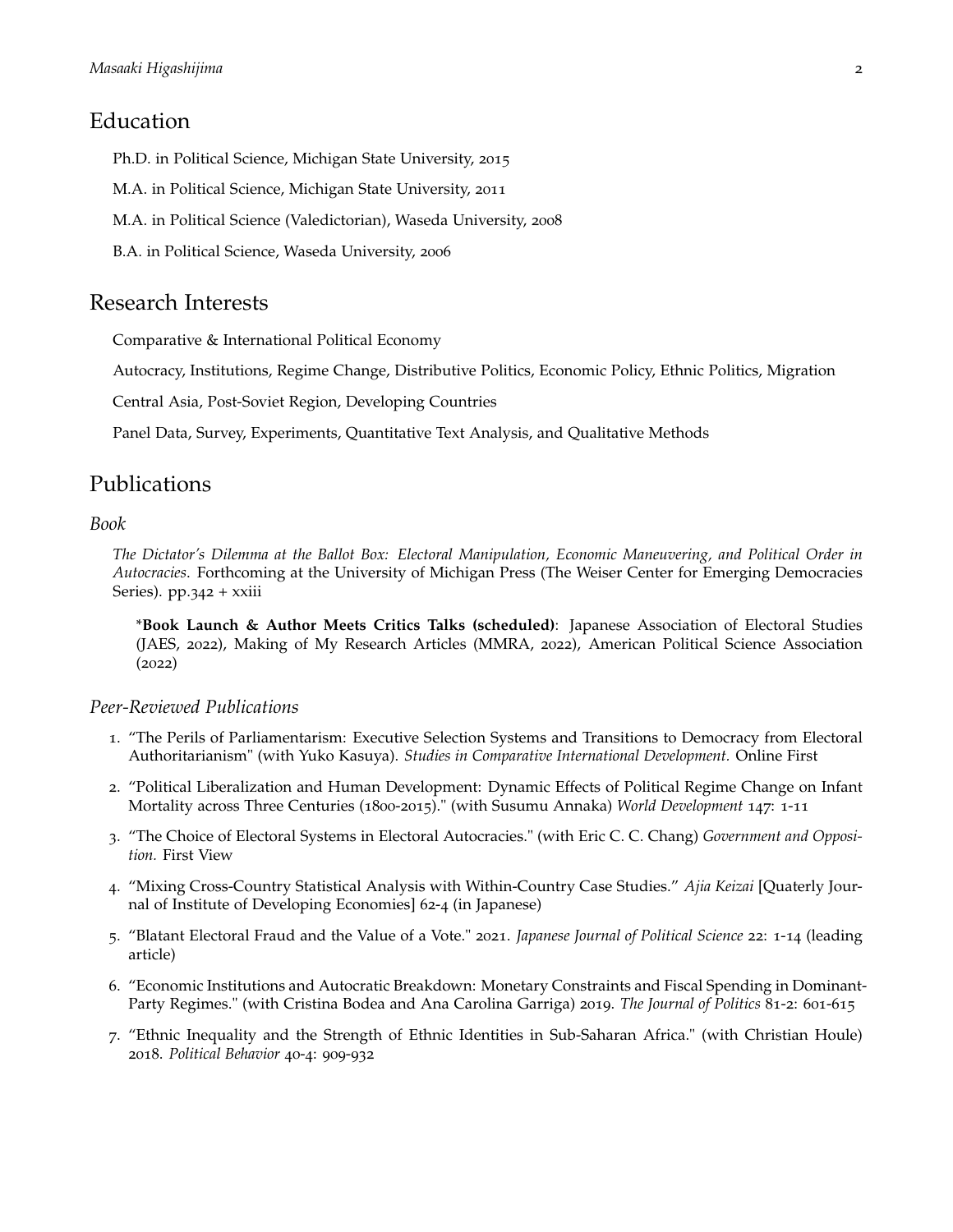## Education

Ph.D. in Political Science, Michigan State University, 2015

M.A. in Political Science, Michigan State University, 2011

M.A. in Political Science (Valedictorian), Waseda University, 2008

B.A. in Political Science, Waseda University, 2006

## Research Interests

Comparative & International Political Economy

Autocracy, Institutions, Regime Change, Distributive Politics, Economic Policy, Ethnic Politics, Migration

Central Asia, Post-Soviet Region, Developing Countries

Panel Data, Survey, Experiments, Quantitative Text Analysis, and Qualitative Methods

## Publications

### *Book*

*The Dictator's Dilemma at the Ballot Box: Electoral Manipulation, Economic Maneuvering, and Political Order in Autocracies*. Forthcoming at the University of Michigan Press (The Weiser Center for Emerging Democracies Series). pp.342 + xxiii

*\*Book Launch & Author Meets Critics Talks (scheduled)*: Japanese Association of Electoral Studies (JAES, 2022), Making of My Research Articles (MMRA, 2022), American Political Science Association (2022)

### *Peer-Reviewed Publications*

1. "The Perils of Parliamentarism: Executive Selection Systems and Transitions to Democracy from Electoral Authoritarianism" (with Yuko Kasuya). *Studies in Comparative International Development.* Online First
2. "Political Liberalization and Human Development: Dynamic Effects of Political Regime Change on Infant Mortality across Three Centuries (1800-2015)." (with Susumu Annaka) *World Development* 147: 1-11
3. "The Choice of Electoral Systems in Electoral Autocracies." (with Eric C. C. Chang) *Government and Opposition.* First View
4. "Mixing Cross-Country Statistical Analysis with Within-Country Case Studies." *Ajia Keizai* [Quaterly Journal of Institute of Developing Economies] 62-4 (in Japanese)
5. "Blatant Electoral Fraud and the Value of a Vote." 2021. *Japanese Journal of Political Science* 22: 1-14 (leading article)
6. "Economic Institutions and Autocratic Breakdown: Monetary Constraints and Fiscal Spending in Dominant-Party Regimes." (with Cristina Bodea and Ana Carolina Garriga) 2019. *The Journal of Politics* 81-2: 601-615
7. "Ethnic Inequality and the Strength of Ethnic Identities in Sub-Saharan Africa." (with Christian Houle) 2018. *Political Behavior* 40-4: 909-932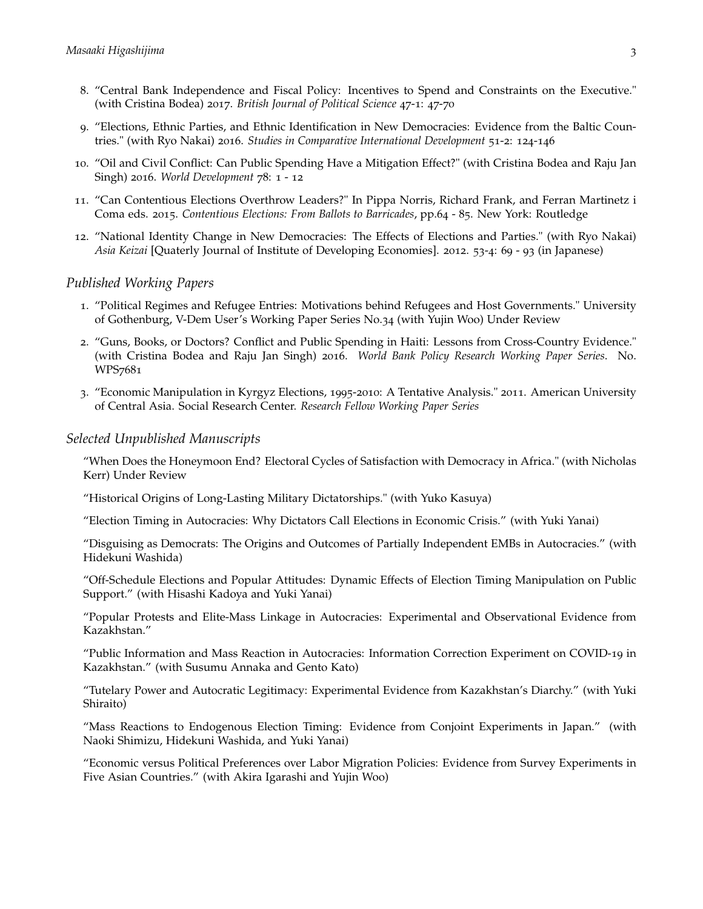8. "Central Bank Independence and Fiscal Policy: Incentives to Spend and Constraints on the Executive." (with Cristina Bodea) 2017. *British Journal of Political Science* 47-1: 47-70
9. "Elections, Ethnic Parties, and Ethnic Identification in New Democracies: Evidence from the Baltic Countries." (with Ryo Nakai) 2016. *Studies in Comparative International Development* 51-2: 124-146
10. "Oil and Civil Conflict: Can Public Spending Have a Mitigation Effect?" (with Cristina Bodea and Raju Jan Singh) 2016. *World Development* 78: 1 - 12
11. "Can Contentious Elections Overthrow Leaders?" In Pippa Norris, Richard Frank, and Ferran Martinetz i Coma eds. 2015. *Contentious Elections: From Ballots to Barricades*, pp.64 - 85. New York: Routledge
12. "National Identity Change in New Democracies: The Effects of Elections and Parties." (with Ryo Nakai) *Asia Keizai* [Quaterly Journal of Institute of Developing Economies]. 2012. 53-4: 69 - 93 (in Japanese)

### *Published Working Papers*

1. "Political Regimes and Refugee Entries: Motivations behind Refugees and Host Governments." University of Gothenburg, V-Dem User's Working Paper Series No.34 (with Yujin Woo) Under Review
2. "Guns, Books, or Doctors? Conflict and Public Spending in Haiti: Lessons from Cross-Country Evidence." (with Cristina Bodea and Raju Jan Singh) 2016. *World Bank Policy Research Working Paper Series*. No. WPS7681
3. "Economic Manipulation in Kyrgyz Elections, 1995-2010: A Tentative Analysis." 2011. American University of Central Asia. Social Research Center. *Research Fellow Working Paper Series*

### *Selected Unpublished Manuscripts*

"When Does the Honeymoon End? Electoral Cycles of Satisfaction with Democracy in Africa." (with Nicholas Kerr) Under Review

"Historical Origins of Long-Lasting Military Dictatorships." (with Yuko Kasuya)

"Election Timing in Autocracies: Why Dictators Call Elections in Economic Crisis." (with Yuki Yanai)

"Disguising as Democrats: The Origins and Outcomes of Partially Independent EMBs in Autocracies." (with Hidekuni Washida)

"Off-Schedule Elections and Popular Attitudes: Dynamic Effects of Election Timing Manipulation on Public Support." (with Hisashi Kadoya and Yuki Yanai)

"Popular Protests and Elite-Mass Linkage in Autocracies: Experimental and Observational Evidence from Kazakhstan."

"Public Information and Mass Reaction in Autocracies: Information Correction Experiment on COVID-19 in Kazakhstan." (with Susumu Annaka and Gento Kato)

"Tutelary Power and Autocratic Legitimacy: Experimental Evidence from Kazakhstan's Diarchy." (with Yuki Shiraito)

"Mass Reactions to Endogenous Election Timing: Evidence from Conjoint Experiments in Japan." (with Naoki Shimizu, Hidekuni Washida, and Yuki Yanai)

"Economic versus Political Preferences over Labor Migration Policies: Evidence from Survey Experiments in Five Asian Countries." (with Akira Igarashi and Yujin Woo)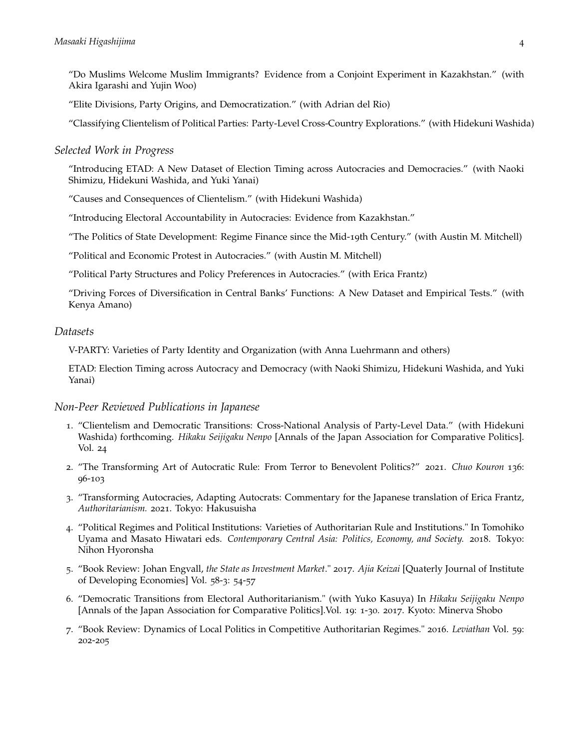"Do Muslims Welcome Muslim Immigrants? Evidence from a Conjoint Experiment in Kazakhstan." (with Akira Igarashi and Yujin Woo)

"Elite Divisions, Party Origins, and Democratization." (with Adrian del Rio)

"Classifying Clientelism of Political Parties: Party-Level Cross-Country Explorations." (with Hidekuni Washida)

### *Selected Work in Progress*

"Introducing ETAD: A New Dataset of Election Timing across Autocracies and Democracies." (with Naoki Shimizu, Hidekuni Washida, and Yuki Yanai)

"Causes and Consequences of Clientelism." (with Hidekuni Washida)

"Introducing Electoral Accountability in Autocracies: Evidence from Kazakhstan."

"The Politics of State Development: Regime Finance since the Mid-19th Century." (with Austin M. Mitchell)

"Political and Economic Protest in Autocracies." (with Austin M. Mitchell)

"Political Party Structures and Policy Preferences in Autocracies." (with Erica Frantz)

"Driving Forces of Diversification in Central Banks' Functions: A New Dataset and Empirical Tests." (with Kenya Amano)

### *Datasets*

V-PARTY: Varieties of Party Identity and Organization (with Anna Luehrmann and others)

ETAD: Election Timing across Autocracy and Democracy (with Naoki Shimizu, Hidekuni Washida, and Yuki Yanai)

### *Non-Peer Reviewed Publications in Japanese*

1. "Clientelism and Democratic Transitions: Cross-National Analysis of Party-Level Data." (with Hidekuni Washida) forthcoming. *Hikaku Seijigaku Nenpo* [Annals of the Japan Association for Comparative Politics]. Vol. 24
2. "The Transforming Art of Autocratic Rule: From Terror to Benevolent Politics?" 2021. *Chuo Kouron* 136: 96-103
3. "Transforming Autocracies, Adapting Autocrats: Commentary for the Japanese translation of Erica Frantz, *Authoritarianism.* 2021. Tokyo: Hakusuisha
4. "Political Regimes and Political Institutions: Varieties of Authoritarian Rule and Institutions." In Tomohiko Uyama and Masato Hiwatari eds. *Contemporary Central Asia: Politics, Economy, and Society.* 2018. Tokyo: Nihon Hyoronsha
5. "Book Review: Johan Engvall, *the State as Investment Market*." 2017. *Ajia Keizai* [Quaterly Journal of Institute of Developing Economies] Vol. 58-3: 54-57
6. "Democratic Transitions from Electoral Authoritarianism." (with Yuko Kasuya) In *Hikaku Seijigaku Nenpo* [Annals of the Japan Association for Comparative Politics].Vol. 19: 1-30. 2017. Kyoto: Minerva Shobo
7. "Book Review: Dynamics of Local Politics in Competitive Authoritarian Regimes." 2016. *Leviathan* Vol. 59: 202-205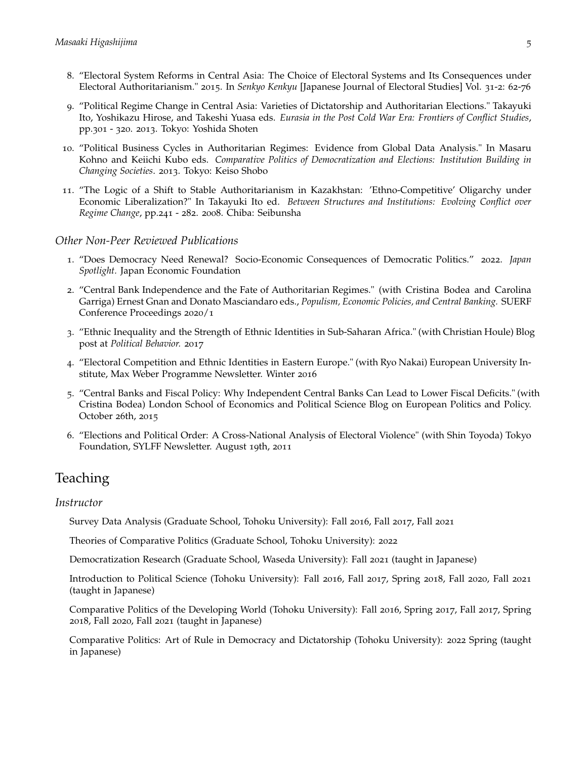8. “Electoral System Reforms in Central Asia: The Choice of Electoral Systems and Its Consequences under Electoral Authoritarianism." 2015. In *Senkyo Kenkyu* [Japanese Journal of Electoral Studies] Vol. 31-2: 62-76

9. “Political Regime Change in Central Asia: Varieties of Dictatorship and Authoritarian Elections." Takayuki Ito, Yoshikazu Hirose, and Takeshi Yuasa eds. *Eurasia in the Post Cold War Era: Frontiers of Conflict Studies*, pp.301 - 320. 2013. Tokyo: Yoshida Shoten

10. “Political Business Cycles in Authoritarian Regimes: Evidence from Global Data Analysis." In Masaru Kohno and Keiichi Kubo eds. *Comparative Politics of Democratization and Elections: Institution Building in Changing Societies*. 2013. Tokyo: Keiso Shobo

11. “The Logic of a Shift to Stable Authoritarianism in Kazakhstan: 'Ethno-Competitive' Oligarchy under Economic Liberalization?" In Takayuki Ito ed. *Between Structures and Institutions: Evolving Conflict over Regime Change*, pp.241 - 282. 2008. Chiba: Seibunsha

### *Other Non-Peer Reviewed Publications*

1. “Does Democracy Need Renewal? Socio-Economic Consequences of Democratic Politics.” 2022. *Japan Spotlight.* Japan Economic Foundation

2. “Central Bank Independence and the Fate of Authoritarian Regimes." (with Cristina Bodea and Carolina Garriga) Ernest Gnan and Donato Masciandaro eds., *Populism, Economic Policies, and Central Banking.* SUERF Conference Proceedings 2020/1

3. “Ethnic Inequality and the Strength of Ethnic Identities in Sub-Saharan Africa." (with Christian Houle) Blog post at *Political Behavior.* 2017

4. “Electoral Competition and Ethnic Identities in Eastern Europe." (with Ryo Nakai) European University Institute, Max Weber Programme Newsletter. Winter 2016

5. “Central Banks and Fiscal Policy: Why Independent Central Banks Can Lead to Lower Fiscal Deficits." (with Cristina Bodea) London School of Economics and Political Science Blog on European Politics and Policy. October 26th, 2015

6. “Elections and Political Order: A Cross-National Analysis of Electoral Violence" (with Shin Toyoda) Tokyo Foundation, SYLFF Newsletter. August 19th, 2011

## Teaching

### *Instructor*

Survey Data Analysis (Graduate School, Tohoku University): Fall 2016, Fall 2017, Fall 2021

Theories of Comparative Politics (Graduate School, Tohoku University): 2022

Democratization Research (Graduate School, Waseda University): Fall 2021 (taught in Japanese)

Introduction to Political Science (Tohoku University): Fall 2016, Fall 2017, Spring 2018, Fall 2020, Fall 2021 (taught in Japanese)

Comparative Politics of the Developing World (Tohoku University): Fall 2016, Spring 2017, Fall 2017, Spring 2018, Fall 2020, Fall 2021 (taught in Japanese)

Comparative Politics: Art of Rule in Democracy and Dictatorship (Tohoku University): 2022 Spring (taught in Japanese)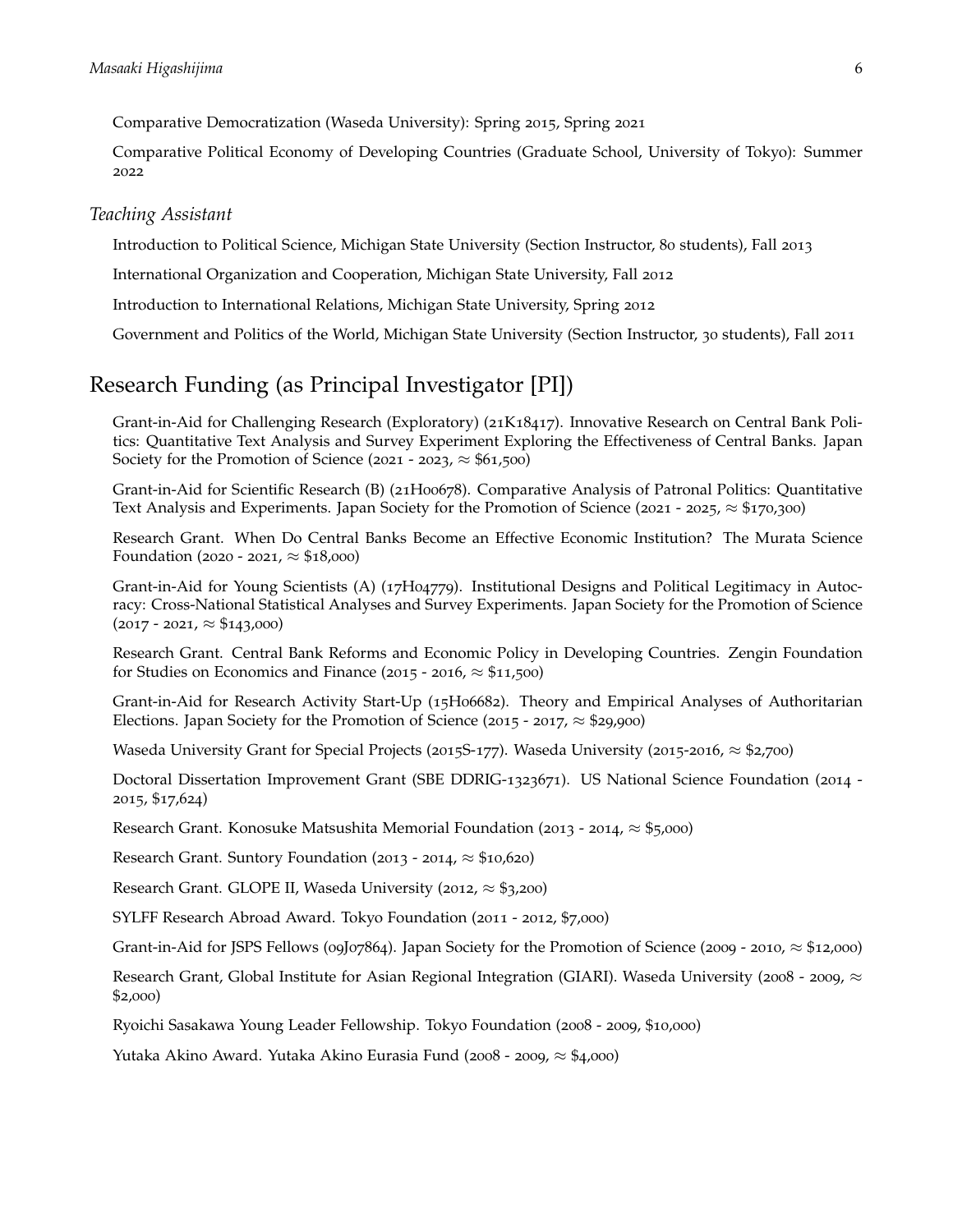Comparative Democratization (Waseda University): Spring 2015, Spring 2021

Comparative Political Economy of Developing Countries (Graduate School, University of Tokyo): Summer 2022

### *Teaching Assistant*

Introduction to Political Science, Michigan State University (Section Instructor, 80 students), Fall 2013

International Organization and Cooperation, Michigan State University, Fall 2012

Introduction to International Relations, Michigan State University, Spring 2012

Government and Politics of the World, Michigan State University (Section Instructor, 30 students), Fall 2011

## Research Funding (as Principal Investigator [PI])

Grant-in-Aid for Challenging Research (Exploratory) (21K18417). Innovative Research on Central Bank Politics: Quantitative Text Analysis and Survey Experiment Exploring the Effectiveness of Central Banks. Japan Society for the Promotion of Science (2021 - 2023, $\approx$ $61,500)

Grant-in-Aid for Scientific Research (B) (21H00678). Comparative Analysis of Patronal Politics: Quantitative Text Analysis and Experiments. Japan Society for the Promotion of Science (2021 - 2025, $\approx$ $170,300)

Research Grant. When Do Central Banks Become an Effective Economic Institution? The Murata Science Foundation (2020 - 2021, $\approx$ $18,000)

Grant-in-Aid for Young Scientists (A) (17H04779). Institutional Designs and Political Legitimacy in Autocracy: Cross-National Statistical Analyses and Survey Experiments. Japan Society for the Promotion of Science (2017 - 2021, $\approx$ $143,000)

Research Grant. Central Bank Reforms and Economic Policy in Developing Countries. Zengin Foundation for Studies on Economics and Finance (2015 - 2016, $\approx$ $11,500)

Grant-in-Aid for Research Activity Start-Up (15H06682). Theory and Empirical Analyses of Authoritarian Elections. Japan Society for the Promotion of Science (2015 - 2017, $\approx$ $29,900)

Waseda University Grant for Special Projects (2015S-177). Waseda University (2015-2016, $\approx$ $2,700)

Doctoral Dissertation Improvement Grant (SBE DDRIG-1323671). US National Science Foundation (2014 - 2015, $17,624)

Research Grant. Konosuke Matsushita Memorial Foundation (2013 - 2014, $\approx$ $5,000)

Research Grant. Suntory Foundation (2013 - 2014, $\approx$ $10,620)

Research Grant. GLOPE II, Waseda University (2012, $\approx$ $3,200)

SYLFF Research Abroad Award. Tokyo Foundation (2011 - 2012, $7,000)

Grant-in-Aid for JSPS Fellows (09J07864). Japan Society for the Promotion of Science (2009 - 2010, $\approx$ $12,000)

Research Grant, Global Institute for Asian Regional Integration (GIARI). Waseda University (2008 - 2009, $\approx$ $2,000)

Ryoichi Sasakawa Young Leader Fellowship. Tokyo Foundation (2008 - 2009, $10,000)

Yutaka Akino Award. Yutaka Akino Eurasia Fund (2008 - 2009, $\approx$ $4,000)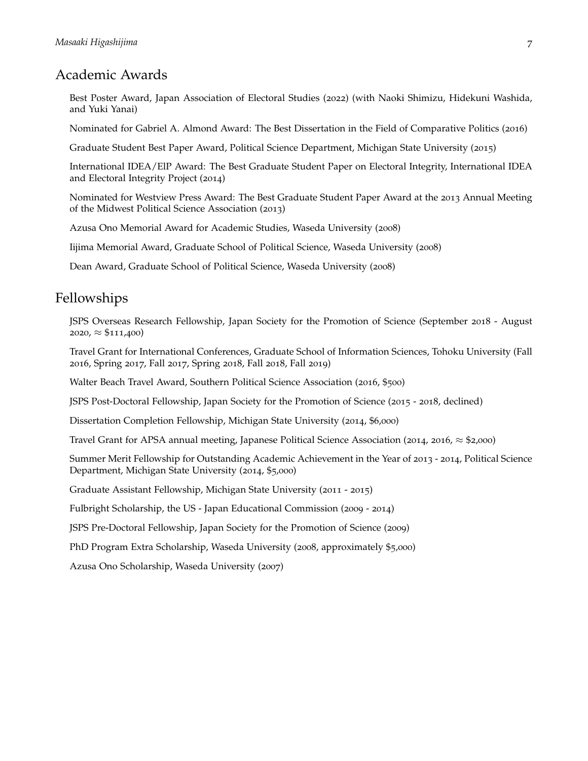## Academic Awards

Best Poster Award, Japan Association of Electoral Studies (2022) (with Naoki Shimizu, Hidekuni Washida, and Yuki Yanai)

Nominated for Gabriel A. Almond Award: The Best Dissertation in the Field of Comparative Politics (2016)

Graduate Student Best Paper Award, Political Science Department, Michigan State University (2015)

International IDEA/EIP Award: The Best Graduate Student Paper on Electoral Integrity, International IDEA and Electoral Integrity Project (2014)

Nominated for Westview Press Award: The Best Graduate Student Paper Award at the 2013 Annual Meeting of the Midwest Political Science Association (2013)

Azusa Ono Memorial Award for Academic Studies, Waseda University (2008)

Iijima Memorial Award, Graduate School of Political Science, Waseda University (2008)

Dean Award, Graduate School of Political Science, Waseda University (2008)

## Fellowships

JSPS Overseas Research Fellowship, Japan Society for the Promotion of Science (September 2018 - August 2020, $\approx$ $111,400)

Travel Grant for International Conferences, Graduate School of Information Sciences, Tohoku University (Fall 2016, Spring 2017, Fall 2017, Spring 2018, Fall 2018, Fall 2019)

Walter Beach Travel Award, Southern Political Science Association (2016, $500)

JSPS Post-Doctoral Fellowship, Japan Society for the Promotion of Science (2015 - 2018, declined)

Dissertation Completion Fellowship, Michigan State University (2014, $6,000)

Travel Grant for APSA annual meeting, Japanese Political Science Association (2014, 2016, $\approx$ $2,000)

Summer Merit Fellowship for Outstanding Academic Achievement in the Year of 2013 - 2014, Political Science Department, Michigan State University (2014, $5,000)

Graduate Assistant Fellowship, Michigan State University (2011 - 2015)

Fulbright Scholarship, the US - Japan Educational Commission (2009 - 2014)

JSPS Pre-Doctoral Fellowship, Japan Society for the Promotion of Science (2009)

PhD Program Extra Scholarship, Waseda University (2008, approximately $5,000)

Azusa Ono Scholarship, Waseda University (2007)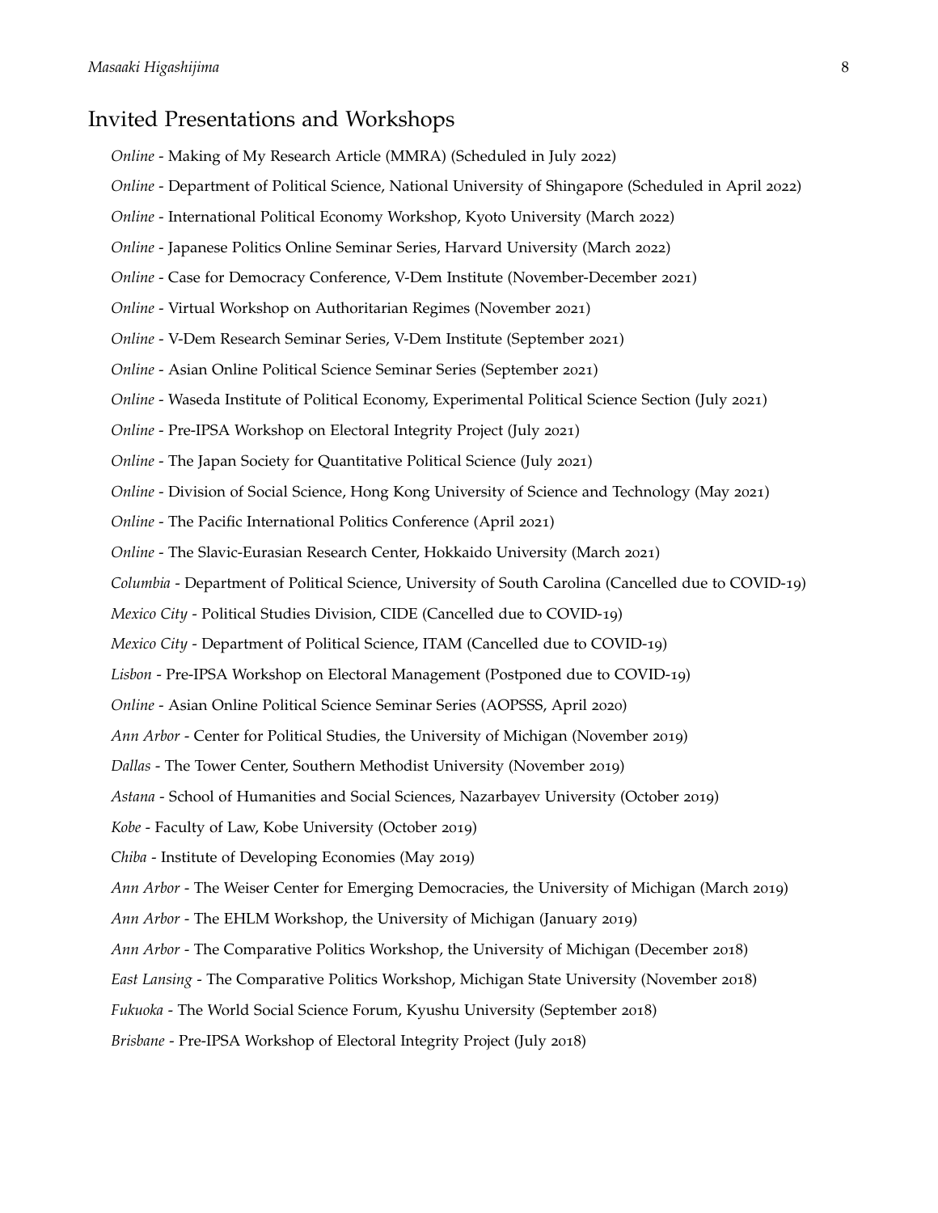## Invited Presentations and Workshops

*Online* - Making of My Research Article (MMRA) (Scheduled in July 2022)

*Online* - Department of Political Science, National University of Singapore (Scheduled in April 2022)

*Online* - International Political Economy Workshop, Kyoto University (March 2022)

*Online* - Japanese Politics Online Seminar Series, Harvard University (March 2022)

*Online* - Case for Democracy Conference, V-Dem Institute (November-December 2021)

*Online* - Virtual Workshop on Authoritarian Regimes (November 2021)

*Online* - V-Dem Research Seminar Series, V-Dem Institute (September 2021)

*Online* - Asian Online Political Science Seminar Series (September 2021)

*Online* - Waseda Institute of Political Economy, Experimental Political Science Section (July 2021)

*Online* - Pre-IPSA Workshop on Electoral Integrity Project (July 2021)

*Online* - The Japan Society for Quantitative Political Science (July 2021)

*Online* - Division of Social Science, Hong Kong University of Science and Technology (May 2021)

*Online* - The Pacific International Politics Conference (April 2021)

*Online* - The Slavic-Eurasian Research Center, Hokkaido University (March 2021)

*Columbia* - Department of Political Science, University of South Carolina (Cancelled due to COVID-19)

*Mexico City* - Political Studies Division, CIDE (Cancelled due to COVID-19)

*Mexico City* - Department of Political Science, ITAM (Cancelled due to COVID-19)

*Lisbon* - Pre-IPSA Workshop on Electoral Management (Postponed due to COVID-19)

*Online* - Asian Online Political Science Seminar Series (AOPSSS, April 2020)

*Ann Arbor* - Center for Political Studies, the University of Michigan (November 2019)

*Dallas* - The Tower Center, Southern Methodist University (November 2019)

*Astana* - School of Humanities and Social Sciences, Nazarbayev University (October 2019)

*Kobe* - Faculty of Law, Kobe University (October 2019)

*Chiba* - Institute of Developing Economies (May 2019)

*Ann Arbor* - The Weiser Center for Emerging Democracies, the University of Michigan (March 2019)

*Ann Arbor* - The EHLM Workshop, the University of Michigan (January 2019)

*Ann Arbor* - The Comparative Politics Workshop, the University of Michigan (December 2018)

*East Lansing* - The Comparative Politics Workshop, Michigan State University (November 2018)

*Fukuoka* - The World Social Science Forum, Kyushu University (September 2018)

*Brisbane* - Pre-IPSA Workshop of Electoral Integrity Project (July 2018)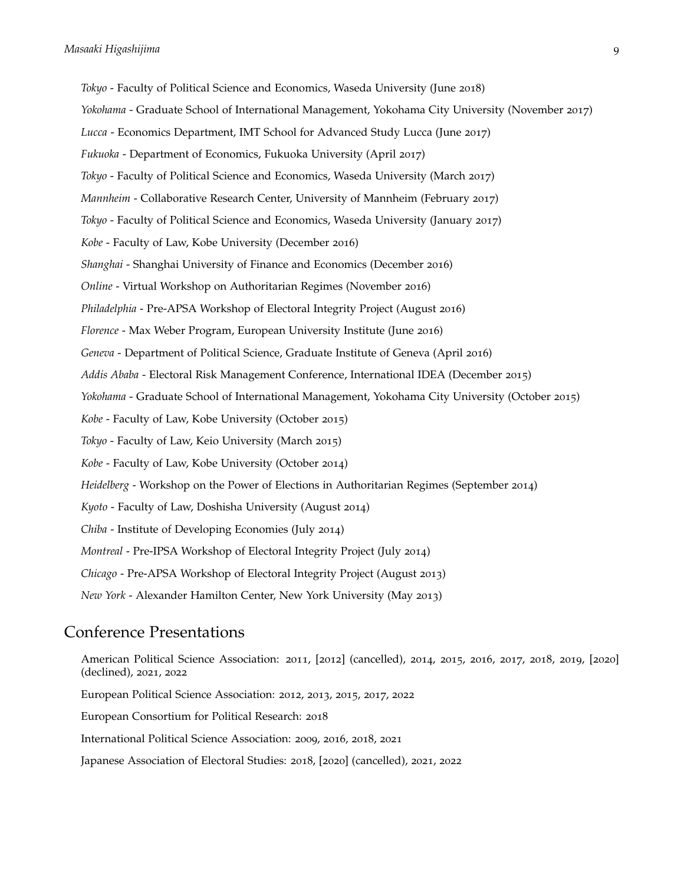*Tokyo* - Faculty of Political Science and Economics, Waseda University (June 2018)

*Yokohama* - Graduate School of International Management, Yokohama City University (November 2017)

*Lucca* - Economics Department, IMT School for Advanced Study Lucca (June 2017)

*Fukuoka* - Department of Economics, Fukuoka University (April 2017)

*Tokyo* - Faculty of Political Science and Economics, Waseda University (March 2017)

*Mannheim* - Collaborative Research Center, University of Mannheim (February 2017)

*Tokyo* - Faculty of Political Science and Economics, Waseda University (January 2017)

*Kobe* - Faculty of Law, Kobe University (December 2016)

*Shanghai* - Shanghai University of Finance and Economics (December 2016)

*Online* - Virtual Workshop on Authoritarian Regimes (November 2016)

*Philadelphia* - Pre-APSA Workshop of Electoral Integrity Project (August 2016)

*Florence* - Max Weber Program, European University Institute (June 2016)

*Geneva* - Department of Political Science, Graduate Institute of Geneva (April 2016)

*Addis Ababa* - Electoral Risk Management Conference, International IDEA (December 2015)

*Yokohama* - Graduate School of International Management, Yokohama City University (October 2015)

*Kobe* - Faculty of Law, Kobe University (October 2015)

*Tokyo* - Faculty of Law, Keio University (March 2015)

*Kobe* - Faculty of Law, Kobe University (October 2014)

*Heidelberg* - Workshop on the Power of Elections in Authoritarian Regimes (September 2014)

*Kyoto* - Faculty of Law, Doshisha University (August 2014)

*Chiba* - Institute of Developing Economies (July 2014)

*Montreal* - Pre-IPSA Workshop of Electoral Integrity Project (July 2014)

*Chicago* - Pre-APSA Workshop of Electoral Integrity Project (August 2013)

*New York* - Alexander Hamilton Center, New York University (May 2013)

## Conference Presentations

American Political Science Association: 2011, [2012] (cancelled), 2014, 2015, 2016, 2017, 2018, 2019, [2020] (declined), 2021, 2022

European Political Science Association: 2012, 2013, 2015, 2017, 2022

European Consortium for Political Research: 2018

International Political Science Association: 2009, 2016, 2018, 2021

Japanese Association of Electoral Studies: 2018, [2020] (cancelled), 2021, 2022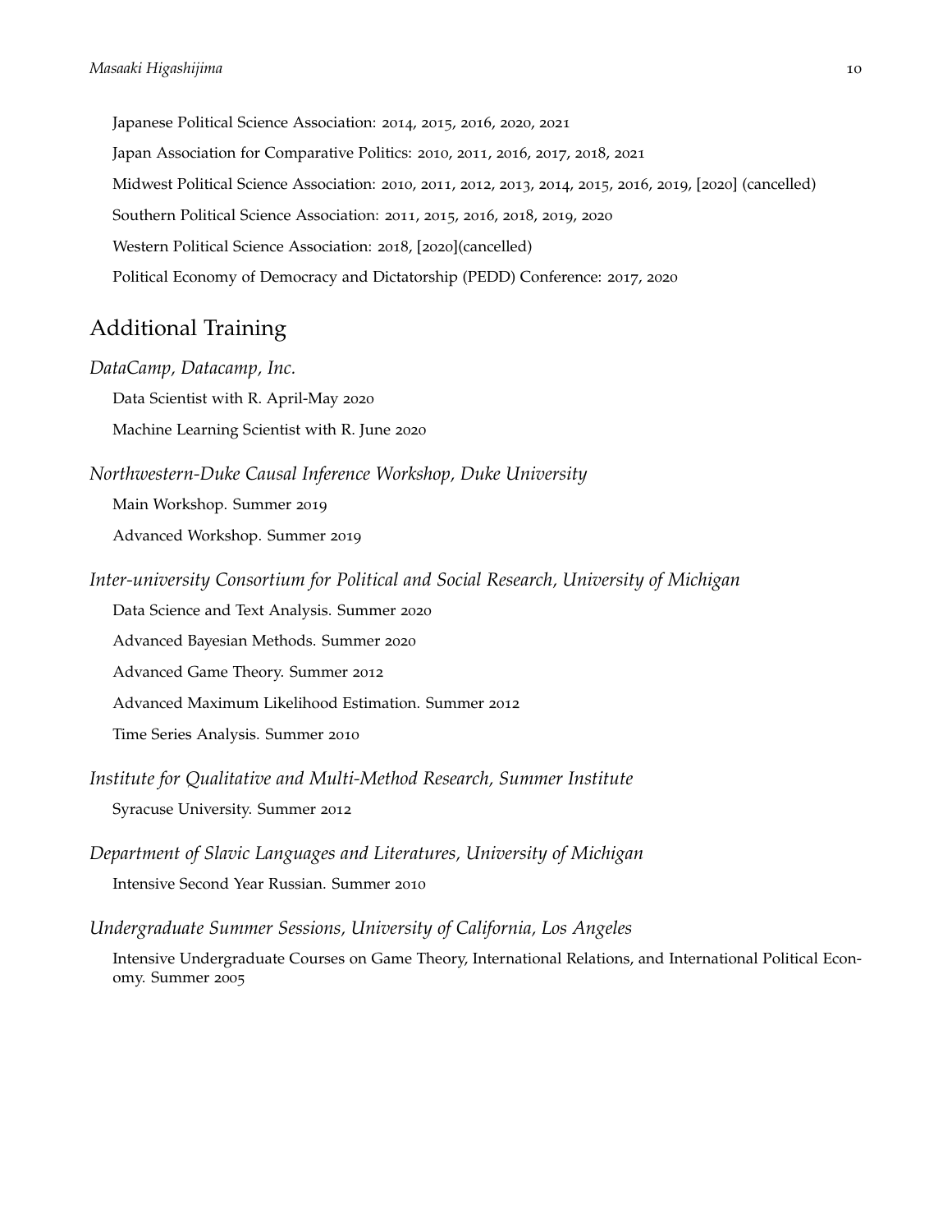Japanese Political Science Association: 2014, 2015, 2016, 2020, 2021

Japan Association for Comparative Politics: 2010, 2011, 2016, 2017, 2018, 2021

Midwest Political Science Association: 2010, 2011, 2012, 2013, 2014, 2015, 2016, 2019, [2020] (cancelled)

Southern Political Science Association: 2011, 2015, 2016, 2018, 2019, 2020

Western Political Science Association: 2018, [2020](cancelled)

Political Economy of Democracy and Dictatorship (PEDD) Conference: 2017, 2020

## Additional Training

*DataCamp, Datacamp, Inc.*

Data Scientist with R. April-May 2020

Machine Learning Scientist with R. June 2020

*Northwestern-Duke Causal Inference Workshop, Duke University*

Main Workshop. Summer 2019

Advanced Workshop. Summer 2019

*Inter-university Consortium for Political and Social Research, University of Michigan*

Data Science and Text Analysis. Summer 2020

Advanced Bayesian Methods. Summer 2020

Advanced Game Theory. Summer 2012

Advanced Maximum Likelihood Estimation. Summer 2012

Time Series Analysis. Summer 2010

*Institute for Qualitative and Multi-Method Research, Summer Institute*

Syracuse University. Summer 2012

*Department of Slavic Languages and Literatures, University of Michigan*

Intensive Second Year Russian. Summer 2010

*Undergraduate Summer Sessions, University of California, Los Angeles*

Intensive Undergraduate Courses on Game Theory, International Relations, and International Political Economy. Summer 2005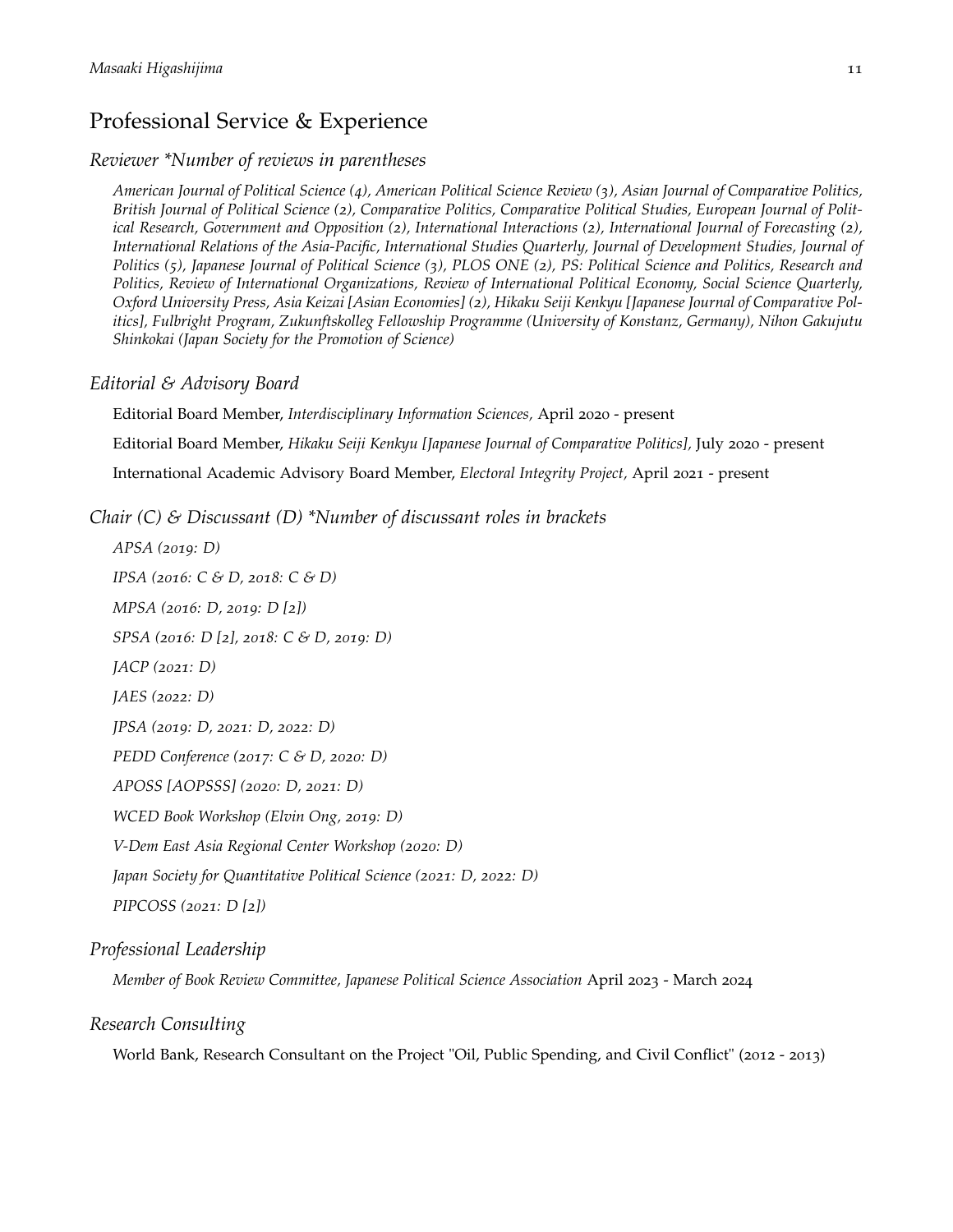## Professional Service & Experience

### *Reviewer \*Number of reviews in parentheses*

*American Journal of Political Science (4), American Political Science Review (3), Asian Journal of Comparative Politics, British Journal of Political Science (2), Comparative Politics, Comparative Political Studies, European Journal of Political Research, Government and Opposition (2), International Interactions (2), International Journal of Forecasting (2), International Relations of the Asia-Pacific, International Studies Quarterly, Journal of Development Studies, Journal of Politics (5), Japanese Journal of Political Science (3), PLOS ONE (2), PS: Political Science and Politics, Research and Politics, Review of International Organizations, Review of International Political Economy, Social Science Quarterly, Oxford University Press, Asia Keizai [Asian Economies] (2), Hikaku Seiji Kenkyu [Japanese Journal of Comparative Politics], Fulbright Program, Zukunftskolleg Fellowship Programme (University of Konstanz, Germany), Nihon Gakujutu Shinkokai (Japan Society for the Promotion of Science)*

### *Editorial & Advisory Board*

Editorial Board Member, *Interdisciplinary Information Sciences*, April 2020 - present

Editorial Board Member, *Hikaku Seiji Kenkyu [Japanese Journal of Comparative Politics]*, July 2020 - present

International Academic Advisory Board Member, *Electoral Integrity Project*, April 2021 - present

### *Chair (C) & Discussant (D) \*Number of discussant roles in brackets*

*APSA (2019: D)*

*IPSA (2016: C & D, 2018: C & D)*

*MPSA (2016: D, 2019: D [2])*

*SPSA (2016: D [2], 2018: C & D, 2019: D)*

*JACP (2021: D)*

*JAES (2022: D)*

*JPSA (2019: D, 2021: D, 2022: D)*

*PEDD Conference (2017: C & D, 2020: D)*

*APOSS [AOPSSS] (2020: D, 2021: D)*

*WCED Book Workshop (Elvin Ong, 2019: D)*

*V-Dem East Asia Regional Center Workshop (2020: D)*

*Japan Society for Quantitative Political Science (2021: D, 2022: D)*

*PIPCOSS (2021: D [2])*

### *Professional Leadership*

*Member of Book Review Committee, Japanese Political Science Association* April 2023 - March 2024

### *Research Consulting*

World Bank, Research Consultant on the Project "Oil, Public Spending, and Civil Conflict" (2012 - 2013)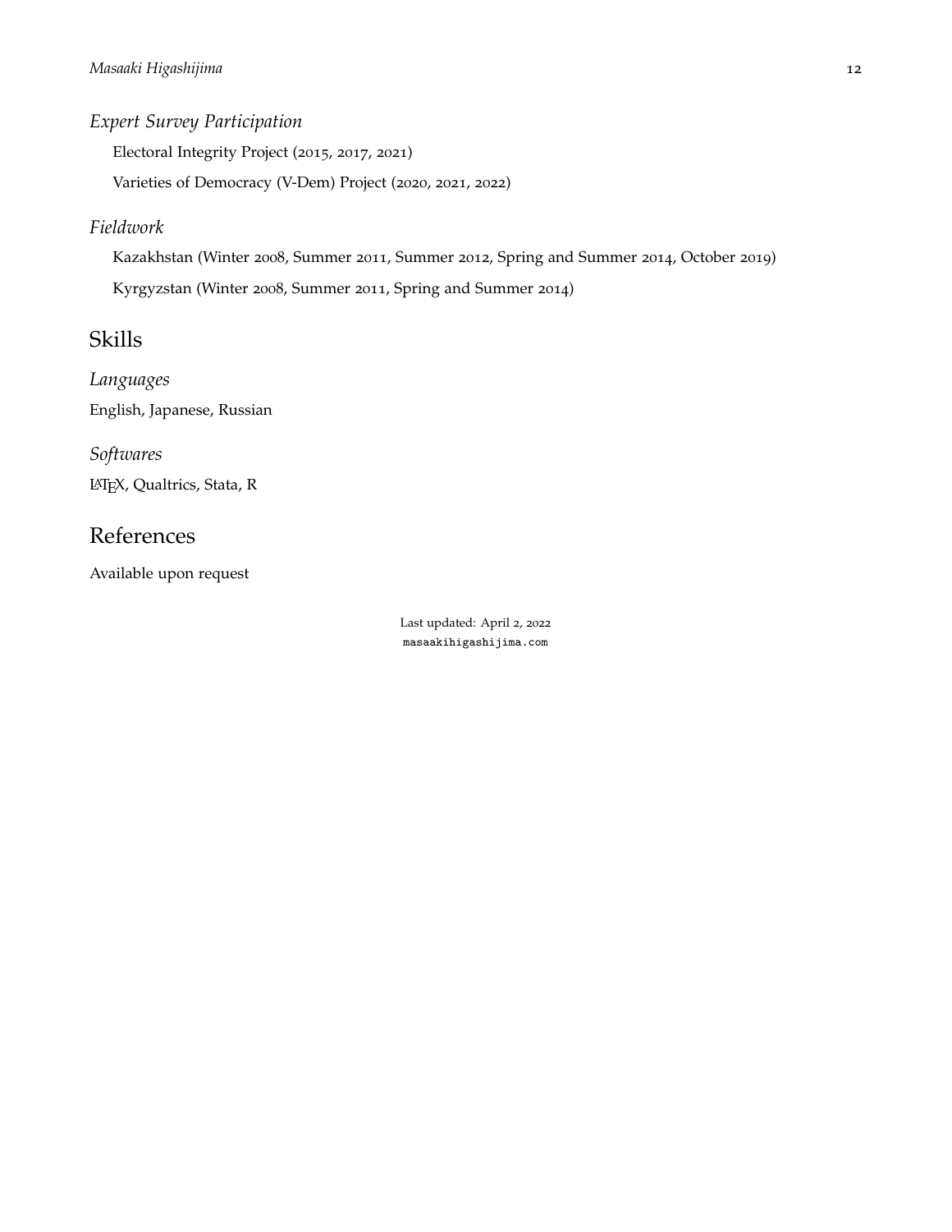### *Expert Survey Participation*

Electoral Integrity Project (2015, 2017, 2021)

Varieties of Democracy (V-Dem) Project (2020, 2021, 2022)

### *Fieldwork*

Kazakhstan (Winter 2008, Summer 2011, Summer 2012, Spring and Summer 2014, October 2019)

Kyrgyzstan (Winter 2008, Summer 2011, Spring and Summer 2014)

## Skills

### *Languages*

English, Japanese, Russian

### *Softwares*

LaTeX, Qualtrics, Stata, R

## References

Available upon request

Last updated: April 2, 2022

masaakihigashijima.com